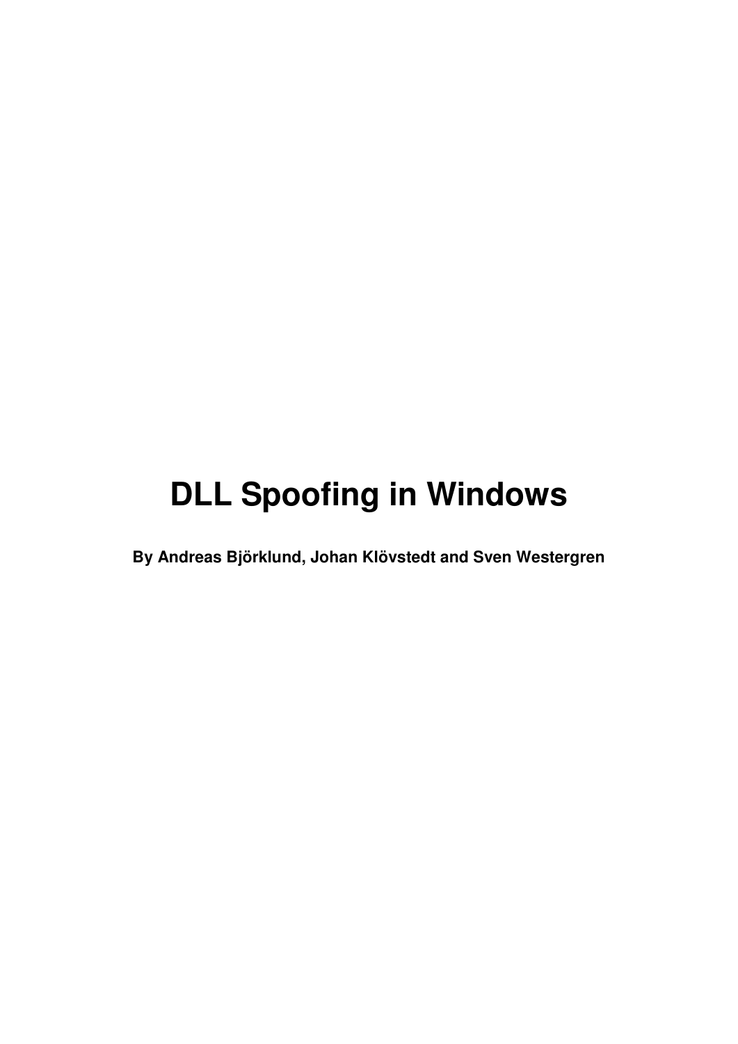# DLL Spoofing in Windows

**By Andreas Björklund, Johan Klövstedt and Sven Westergren**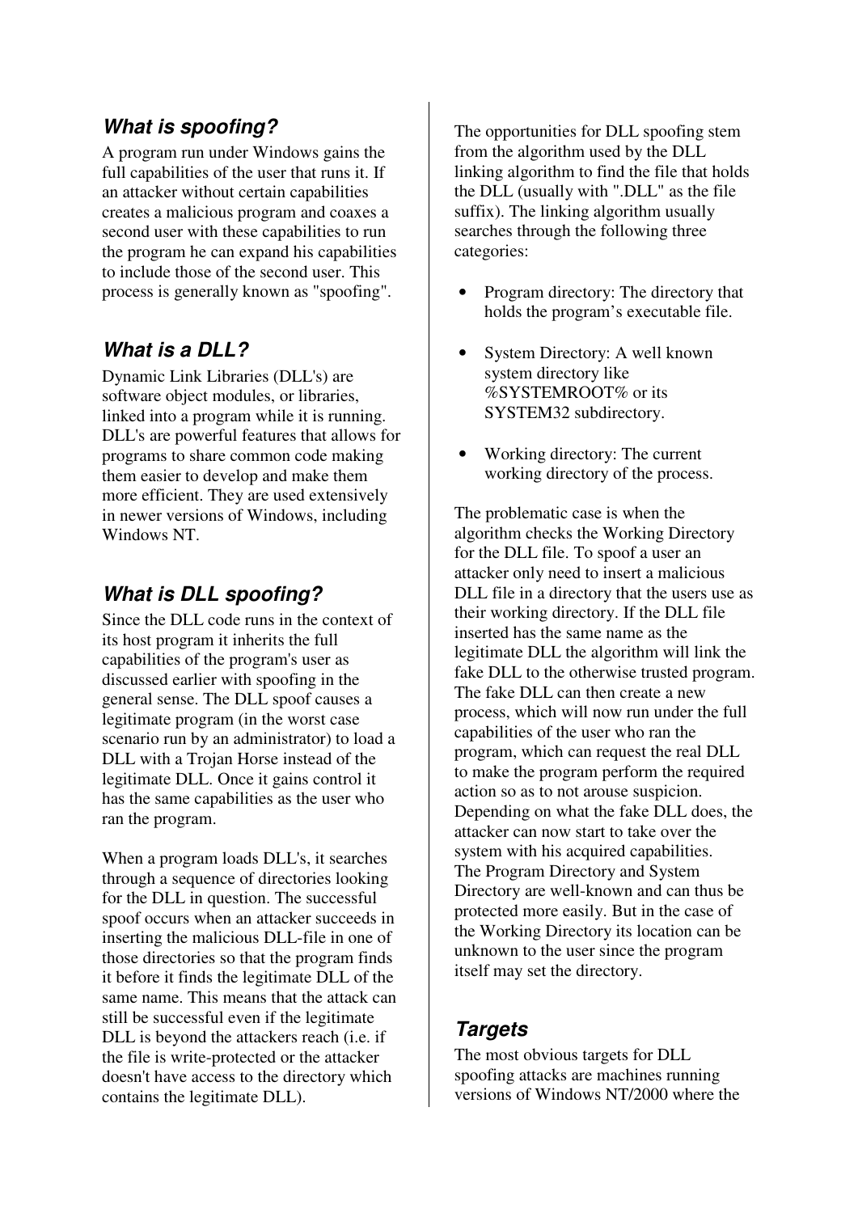## *What is spoofing?*

A program run under Windows gains the full capabilities of the user that runs it. If an attacker without certain capabilities creates a malicious program and coaxes a second user with these capabilities to run the program he can expand his capabilities to include those of the second user. This process is generally known as "spoofing".

## *What is a DLL?*

Dynamic Link Libraries (DLL's) are software object modules, or libraries, linked into a program while it is running. DLL's are powerful features that allows for programs to share common code making them easier to develop and make them more efficient. They are used extensively in newer versions of Windows, including Windows NT.

## *What is DLL spoofing?*

Since the DLL code runs in the context of its host program it inherits the full capabilities of the program's user as discussed earlier with spoofing in the general sense. The DLL spoof causes a legitimate program (in the worst case scenario run by an administrator) to load a DLL with a Trojan Horse instead of the legitimate DLL. Once it gains control it has the same capabilities as the user who ran the program.

When a program loads DLL's, it searches through a sequence of directories looking for the DLL in question. The successful spoof occurs when an attacker succeeds in inserting the malicious DLL-file in one of those directories so that the program finds it before it finds the legitimate DLL of the same name. This means that the attack can still be successful even if the legitimate DLL is beyond the attackers reach (i.e. if the file is write-protected or the attacker doesn't have access to the directory which contains the legitimate DLL).

The opportunities for DLL spoofing stem from the algorithm used by the DLL linking algorithm to find the file that holds the DLL (usually with ".DLL" as the file suffix). The linking algorithm usually searches through the following three categories:

- Program directory: The directory that holds the program's executable file.
- System Directory: A well known system directory like %SYSTEMROOT% or its SYSTEM32 subdirectory.
- Working directory: The current working directory of the process.

The problematic case is when the algorithm checks the Working Directory for the DLL file. To spoof a user an attacker only need to insert a malicious DLL file in a directory that the users use as their working directory. If the DLL file inserted has the same name as the legitimate DLL the algorithm will link the fake DLL to the otherwise trusted program. The fake DLL can then create a new process, which will now run under the full capabilities of the user who ran the program, which can request the real DLL to make the program perform the required action so as to not arouse suspicion. Depending on what the fake DLL does, the attacker can now start to take over the system with his acquired capabilities.
The Program Directory and System Directory are well-known and can thus be protected more easily. But in the case of the Working Directory its location can be unknown to the user since the program itself may set the directory.

## *Targets*

The most obvious targets for DLL spoofing attacks are machines running versions of Windows NT/2000 where the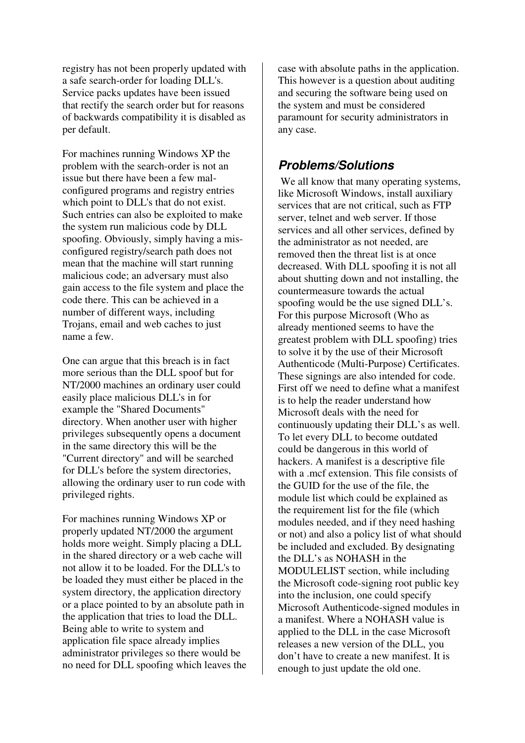registry has not been properly updated with a safe search-order for loading DLL's. Service packs updates have been issued that rectify the search order but for reasons of backwards compatibility it is disabled as per default.

For machines running Windows XP the problem with the search-order is not an issue but there have been a few mal-configured programs and registry entries which point to DLL's that do not exist. Such entries can also be exploited to make the system run malicious code by DLL spoofing. Obviously, simply having a mis-configured registry/search path does not mean that the machine will start running malicious code; an adversary must also gain access to the file system and place the code there. This can be achieved in a number of different ways, including Trojans, email and web caches to just name a few.

One can argue that this breach is in fact more serious than the DLL spoof but for NT/2000 machines an ordinary user could easily place malicious DLL's in for example the "Shared Documents" directory. When another user with higher privileges subsequently opens a document in the same directory this will be the "Current directory" and will be searched for DLL's before the system directories, allowing the ordinary user to run code with privileged rights.

For machines running Windows XP or properly updated NT/2000 the argument holds more weight. Simply placing a DLL in the shared directory or a web cache will not allow it to be loaded. For the DLL's to be loaded they must either be placed in the system directory, the application directory or a place pointed to by an absolute path in the application that tries to load the DLL. Being able to write to system and application file space already implies administrator privileges so there would be no need for DLL spoofing which leaves the case with absolute paths in the application. This however is a question about auditing and securing the software being used on the system and must be considered paramount for security administrators in any case.

## Problems/Solutions

We all know that many operating systems, like Microsoft Windows, install auxiliary services that are not critical, such as FTP server, telnet and web server. If those services and all other services, defined by the administrator as not needed, are removed then the threat list is at once decreased. With DLL spoofing it is not all about shutting down and not installing, the countermeasure towards the actual spoofing would be the use signed DLL's. For this purpose Microsoft (Who as already mentioned seems to have the greatest problem with DLL spoofing) tries to solve it by the use of their Microsoft Authenticode (Multi-Purpose) Certificates. These signings are also intended for code. First off we need to define what a manifest is to help the reader understand how Microsoft deals with the need for continuously updating their DLL's as well. To let every DLL to become outdated could be dangerous in this world of hackers. A manifest is a descriptive file with a .mcf extension. This file consists of the GUID for the use of the file, the module list which could be explained as the requirement list for the file (which modules needed, and if they need hashing or not) and also a policy list of what should be included and excluded. By designating the DLL's as NOHASH in the MODULELIST section, while including the Microsoft code-signing root public key into the inclusion, one could specify Microsoft Authenticode-signed modules in a manifest. Where a NOHASH value is applied to the DLL in the case Microsoft releases a new version of the DLL, you don't have to create a new manifest. It is enough to just update the old one.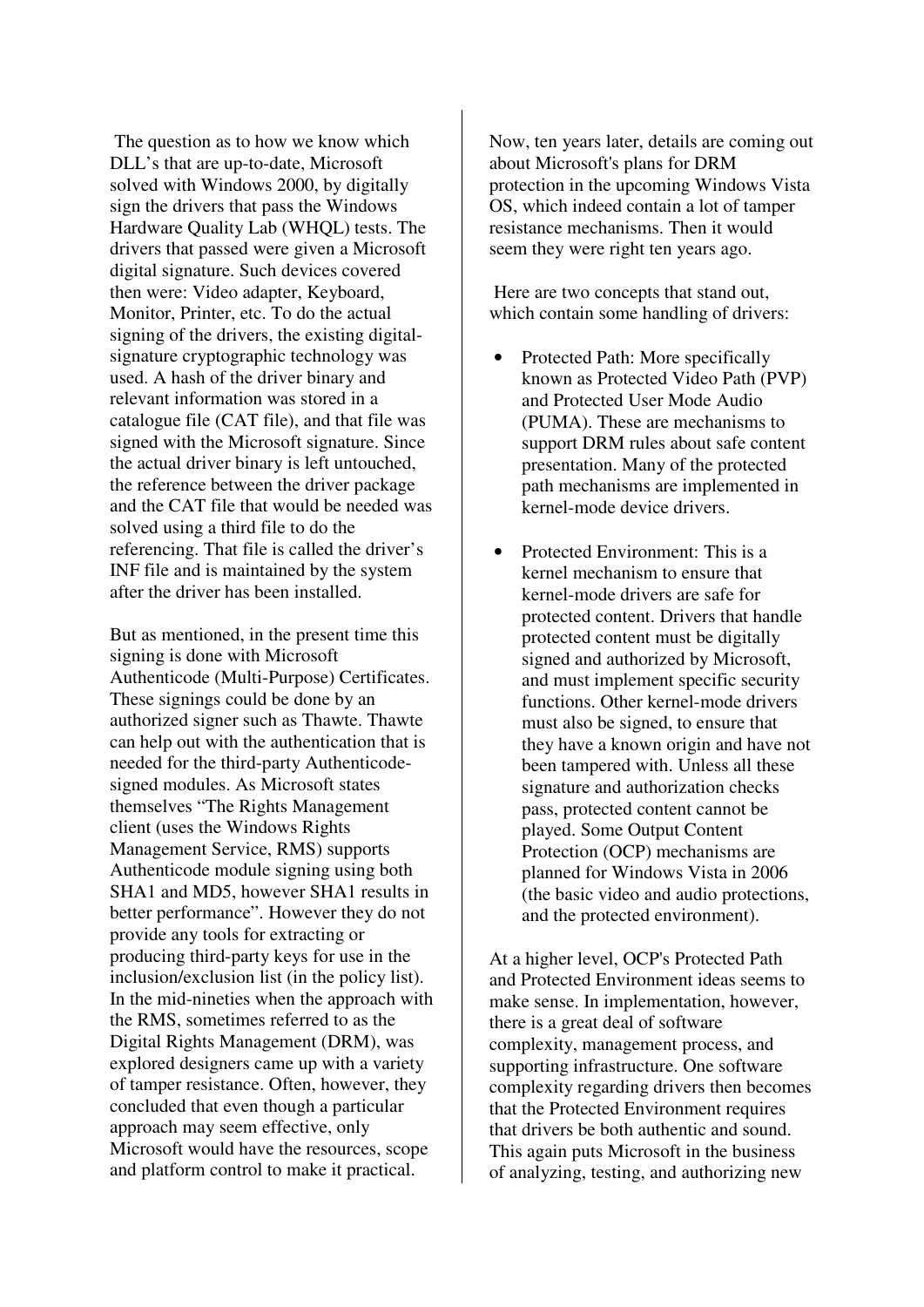The question as to how we know which DLL's that are up-to-date, Microsoft solved with Windows 2000, by digitally sign the drivers that pass the Windows Hardware Quality Lab (WHQL) tests. The drivers that passed were given a Microsoft digital signature. Such devices covered then were: Video adapter, Keyboard, Monitor, Printer, etc. To do the actual signing of the drivers, the existing digital-signature cryptographic technology was used. A hash of the driver binary and relevant information was stored in a catalogue file (CAT file), and that file was signed with the Microsoft signature. Since the actual driver binary is left untouched, the reference between the driver package and the CAT file that would be needed was solved using a third file to do the referencing. That file is called the driver's INF file and is maintained by the system after the driver has been installed.

But as mentioned, in the present time this signing is done with Microsoft Authenticode (Multi-Purpose) Certificates. These signings could be done by an authorized signer such as Thawte. Thawte can help out with the authentication that is needed for the third-party Authenticode-signed modules. As Microsoft states themselves "The Rights Management client (uses the Windows Rights Management Service, RMS) supports Authenticode module signing using both SHA1 and MD5, however SHA1 results in better performance". However they do not provide any tools for extracting or producing third-party keys for use in the inclusion/exclusion list (in the policy list). In the mid-nineties when the approach with the RMS, sometimes referred to as the Digital Rights Management (DRM), was explored designers came up with a variety of tamper resistance. Often, however, they concluded that even though a particular approach may seem effective, only Microsoft would have the resources, scope and platform control to make it practical.

Now, ten years later, details are coming out about Microsoft's plans for DRM protection in the upcoming Windows Vista OS, which indeed contain a lot of tamper resistance mechanisms. Then it would seem they were right ten years ago.

Here are two concepts that stand out, which contain some handling of drivers:

- Protected Path: More specifically known as Protected Video Path (PVP) and Protected User Mode Audio (PUMA). These are mechanisms to support DRM rules about safe content presentation. Many of the protected path mechanisms are implemented in kernel-mode device drivers.

- Protected Environment: This is a kernel mechanism to ensure that kernel-mode drivers are safe for protected content. Drivers that handle protected content must be digitally signed and authorized by Microsoft, and must implement specific security functions. Other kernel-mode drivers must also be signed, to ensure that they have a known origin and have not been tampered with. Unless all these signature and authorization checks pass, protected content cannot be played. Some Output Content Protection (OCP) mechanisms are planned for Windows Vista in 2006 (the basic video and audio protections, and the protected environment).

At a higher level, OCP's Protected Path and Protected Environment ideas seems to make sense. In implementation, however, there is a great deal of software complexity, management process, and supporting infrastructure. One software complexity regarding drivers then becomes that the Protected Environment requires that drivers be both authentic and sound. This again puts Microsoft in the business of analyzing, testing, and authorizing new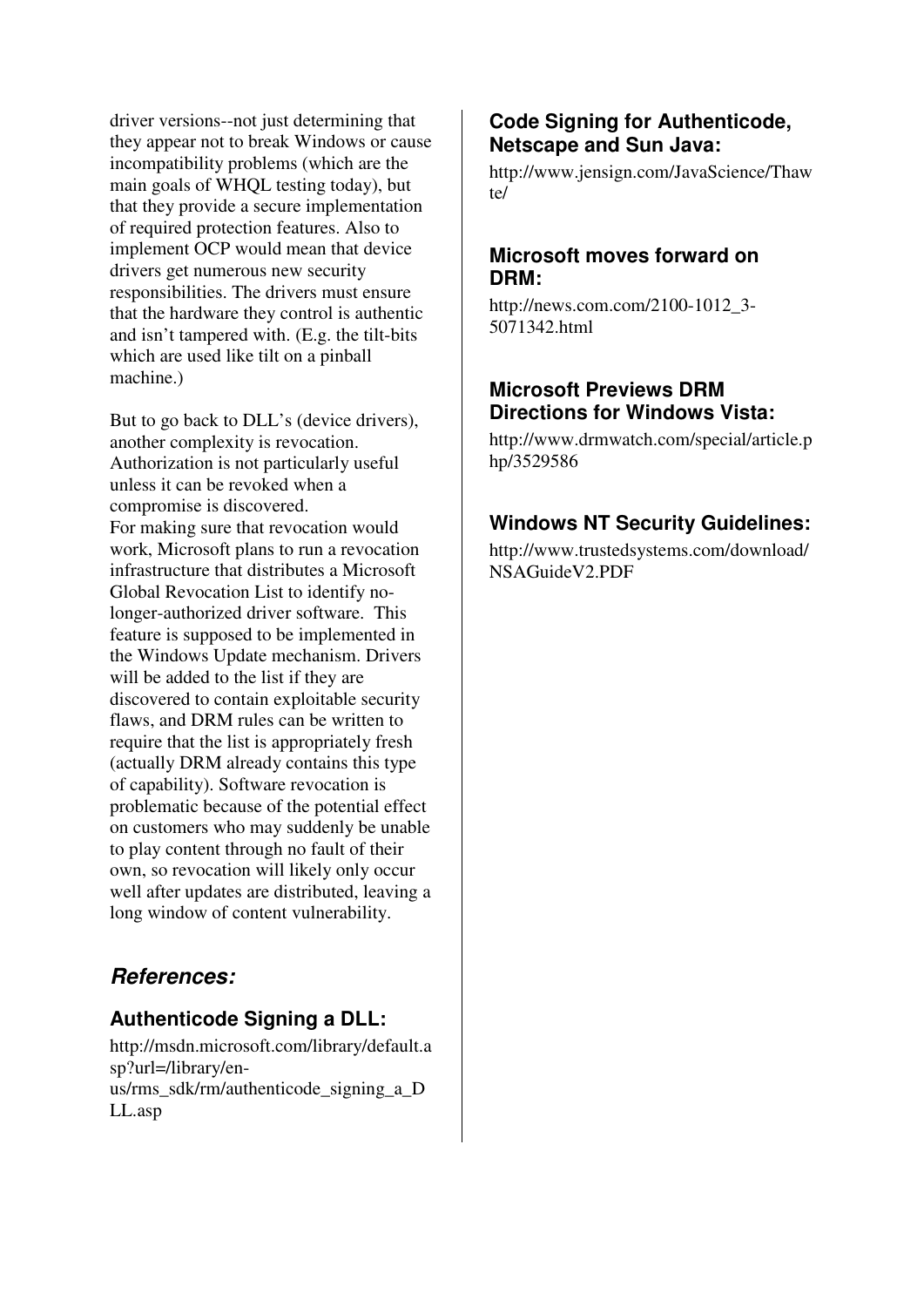driver versions--not just determining that they appear not to break Windows or cause incompatibility problems (which are the main goals of WHQL testing today), but that they provide a secure implementation of required protection features. Also to implement OCP would mean that device drivers get numerous new security responsibilities. The drivers must ensure that the hardware they control is authentic and isn't tampered with. (E.g. the tilt-bits which are used like tilt on a pinball machine.)

But to go back to DLL's (device drivers), another complexity is revocation. Authorization is not particularly useful unless it can be revoked when a compromise is discovered.
For making sure that revocation would work, Microsoft plans to run a revocation infrastructure that distributes a Microsoft Global Revocation List to identify no-longer-authorized driver software. This feature is supposed to be implemented in the Windows Update mechanism. Drivers will be added to the list if they are discovered to contain exploitable security flaws, and DRM rules can be written to require that the list is appropriately fresh (actually DRM already contains this type of capability). Software revocation is problematic because of the potential effect on customers who may suddenly be unable to play content through no fault of their own, so revocation will likely only occur well after updates are distributed, leaving a long window of content vulnerability.

## *References:*

### Authenticode Signing a DLL:

http://msdn.microsoft.com/library/default.asp?url=/library/en-us/rms_sdk/rm/authenticode_signing_a_DLL.asp

### Code Signing for Authenticode, Netscape and Sun Java:

http://www.jensign.com/JavaScience/Thawte/

### Microsoft moves forward on DRM:

http://news.com.com/2100-1012_3-5071342.html

### Microsoft Previews DRM Directions for Windows Vista:

http://www.drmwatch.com/special/article.php/3529586

### Windows NT Security Guidelines:

http://www.trustedsystems.com/download/NSAGuideV2.PDF